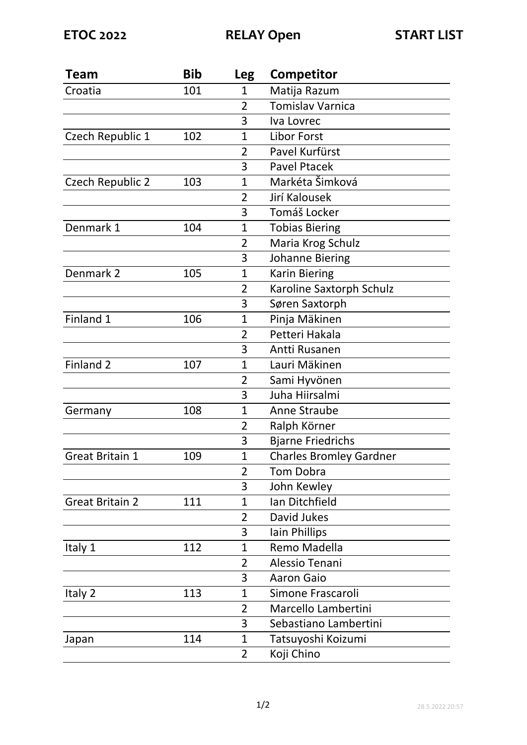**ETOC 2022** **RELAY Open** **START LIST**

| Team | Bib | Leg | Competitor |
|---|---|---|---|
| Croatia | 101 | 1 | Matija Razum |
| | | 2 | Tomislav Varnica |
| | | 3 | Iva Lovrec |
| Czech Republic 1 | 102 | 1 | Libor Forst |
| | | 2 | Pavel Kurfürst |
| | | 3 | Pavel Ptacek |
| Czech Republic 2 | 103 | 1 | Markéta Šimková |
| | | 2 | Jirí Kalousek |
| | | 3 | Tomáš Locker |
| Denmark 1 | 104 | 1 | Tobias Biering |
| | | 2 | Maria Krog Schulz |
| | | 3 | Johanne Biering |
| Denmark 2 | 105 | 1 | Karin Biering |
| | | 2 | Karoline Saxtorph Schulz |
| | | 3 | Søren Saxtorph |
| Finland 1 | 106 | 1 | Pinja Mäkinen |
| | | 2 | Petteri Hakala |
| | | 3 | Antti Rusanen |
| Finland 2 | 107 | 1 | Lauri Mäkinen |
| | | 2 | Sami Hyvönen |
| | | 3 | Juha Hiirsalmi |
| Germany | 108 | 1 | Anne Straube |
| | | 2 | Ralph Körner |
| | | 3 | Bjarne Friedrichs |
| Great Britain 1 | 109 | 1 | Charles Bromley Gardner |
| | | 2 | Tom Dobra |
| | | 3 | John Kewley |
| Great Britain 2 | 111 | 1 | Ian Ditchfield |
| | | 2 | David Jukes |
| | | 3 | Iain Phillips |
| Italy 1 | 112 | 1 | Remo Madella |
| | | 2 | Alessio Tenani |
| | | 3 | Aaron Gaio |
| Italy 2 | 113 | 1 | Simone Frascaroli |
| | | 2 | Marcello Lambertini |
| | | 3 | Sebastiano Lambertini |
| Japan | 114 | 1 | Tatsuyoshi Koizumi |
| | | 2 | Koji Chino |

28.5.2022 20:57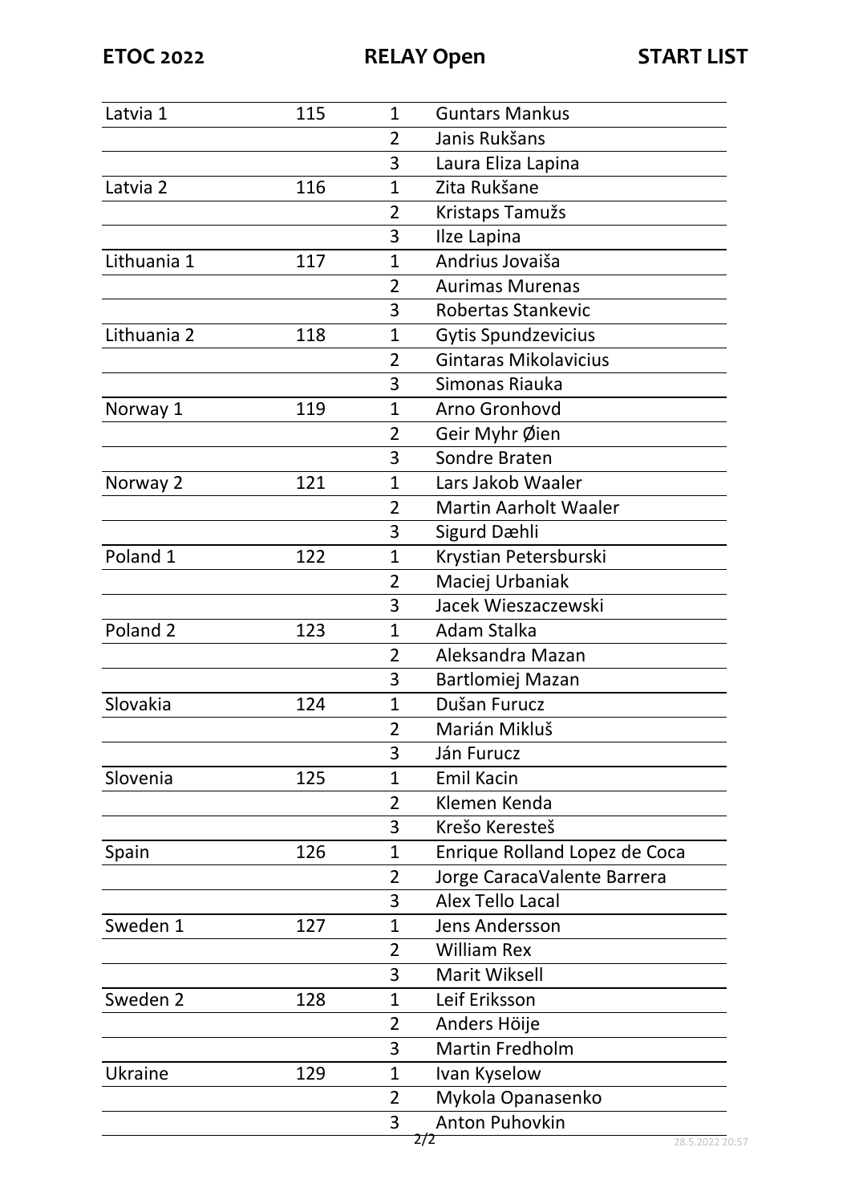| | | | |
|---|---|---|---|
| Latvia 1 | 115 | 1 | Guntars Mankus |
| | | 2 | Janis Rukšans |
| | | 3 | Laura Eliza Lapina |
| Latvia 2 | 116 | 1 | Zita Rukšane |
| | | 2 | Kristaps Tamužs |
| | | 3 | Ilze Lapina |
| Lithuania 1 | 117 | 1 | Andrius Jovaiša |
| | | 2 | Aurimas Murenas |
| | | 3 | Robertas Stankevic |
| Lithuania 2 | 118 | 1 | Gytis Spundzevicius |
| | | 2 | Gintaras Mikolavicius |
| | | 3 | Simonas Riauka |
| Norway 1 | 119 | 1 | Arno Gronhovd |
| | | 2 | Geir Myhr Øien |
| | | 3 | Sondre Braten |
| Norway 2 | 121 | 1 | Lars Jakob Waaler |
| | | 2 | Martin Aarholt Waaler |
| | | 3 | Sigurd Dæhli |
| Poland 1 | 122 | 1 | Krystian Petersburski |
| | | 2 | Maciej Urbaniak |
| | | 3 | Jacek Wieszaczewski |
| Poland 2 | 123 | 1 | Adam Stalka |
| | | 2 | Aleksandra Mazan |
| | | 3 | Bartlomiej Mazan |
| Slovakia | 124 | 1 | Dušan Furucz |
| | | 2 | Marián Mikluš |
| | | 3 | Ján Furucz |
| Slovenia | 125 | 1 | Emil Kacin |
| | | 2 | Klemen Kenda |
| | | 3 | Krešo Keresteš |
| Spain | 126 | 1 | Enrique Rolland Lopez de Coca |
| | | 2 | Jorge CaracaValente Barrera |
| | | 3 | Alex Tello Lacal |
| Sweden 1 | 127 | 1 | Jens Andersson |
| | | 2 | William Rex |
| | | 3 | Marit Wiksell |
| Sweden 2 | 128 | 1 | Leif Eriksson |
| | | 2 | Anders Höije |
| | | 3 | Martin Fredholm |
| Ukraine | 129 | 1 | Ivan Kyselow |
| | | 2 | Mykola Opanasenko |
| | | 3 | Anton Puhovkin |